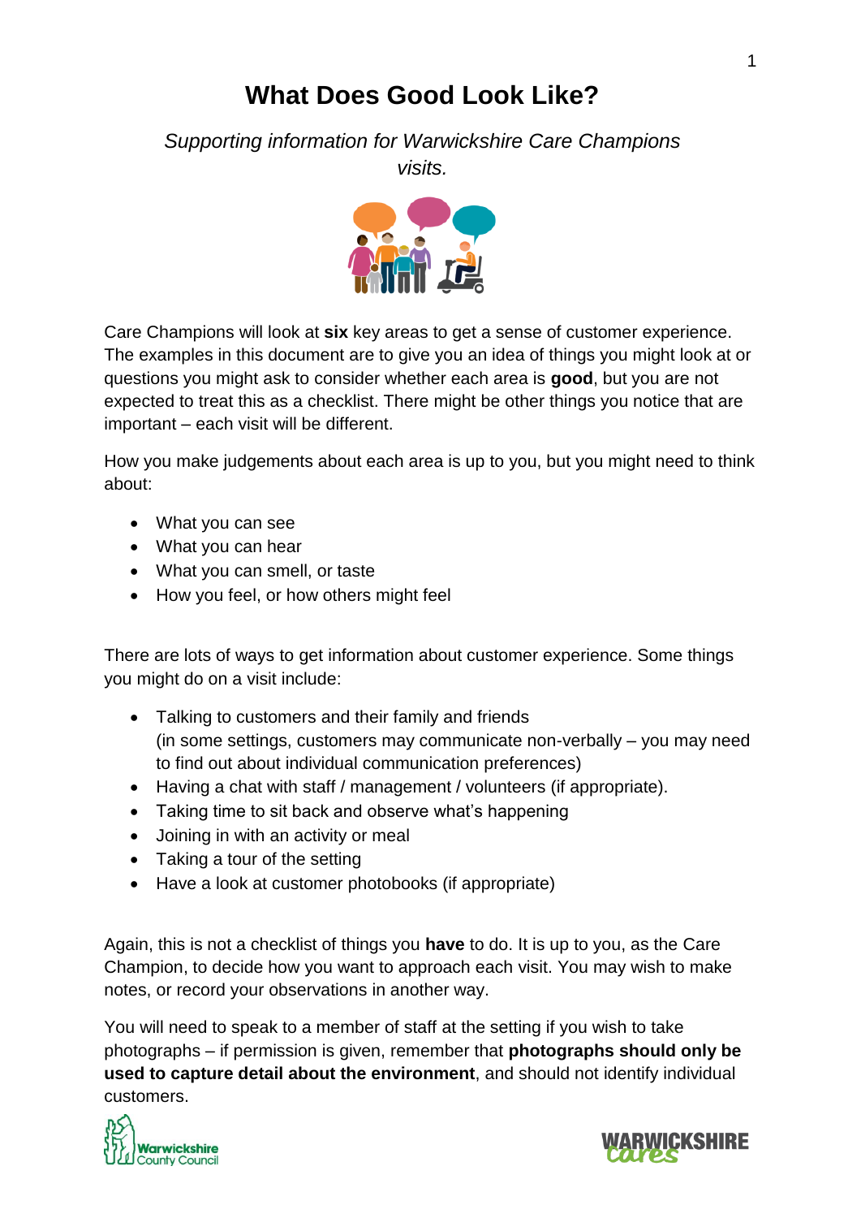# What Does Good Look Like?

*Supporting information for Warwickshire Care Champions visits.*

Care Champions will look at **six** key areas to get a sense of customer experience. The examples in this document are to give you an idea of things you might look at or questions you might ask to consider whether each area is **good**, but you are not expected to treat this as a checklist. There might be other things you notice that are important – each visit will be different.

How you make judgements about each area is up to you, but you might need to think about:

- What you can see
- What you can hear
- What you can smell, or taste
- How you feel, or how others might feel

There are lots of ways to get information about customer experience. Some things you might do on a visit include:

- Talking to customers and their family and friends (in some settings, customers may communicate non-verbally – you may need to find out about individual communication preferences)
- Having a chat with staff / management / volunteers (if appropriate).
- Taking time to sit back and observe what's happening
- Joining in with an activity or meal
- Taking a tour of the setting
- Have a look at customer photobooks (if appropriate)

Again, this is not a checklist of things you **have** to do. It is up to you, as the Care Champion, to decide how you want to approach each visit. You may wish to make notes, or record your observations in another way.

You will need to speak to a member of staff at the setting if you wish to take photographs – if permission is given, remember that **photographs should only be used to capture detail about the environment**, and should not identify individual customers.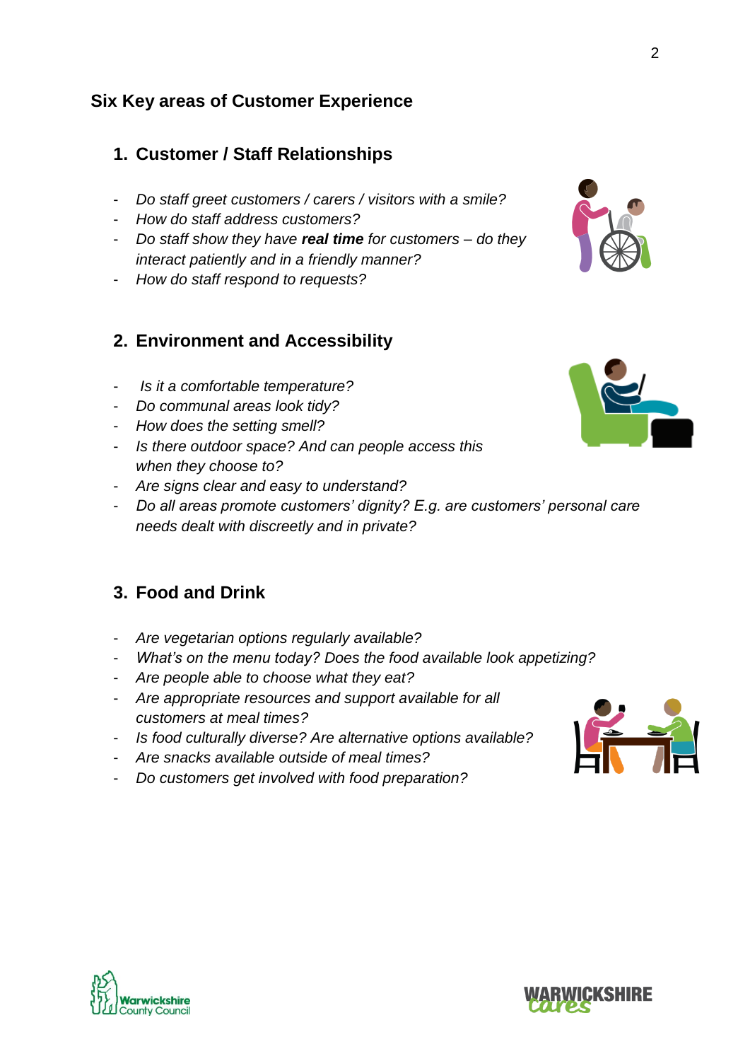## Six Key areas of Customer Experience

### 1. Customer / Staff Relationships

- *Do staff greet customers / carers / visitors with a smile?*
- *How do staff address customers?*
- *Do staff show they have **real time** for customers – do they interact patiently and in a friendly manner?*
- *How do staff respond to requests?*

### 2. Environment and Accessibility

- *Is it a comfortable temperature?*
- *Do communal areas look tidy?*
- *How does the setting smell?*
- *Is there outdoor space? And can people access this when they choose to?*
- *Are signs clear and easy to understand?*
- *Do all areas promote customers' dignity? E.g. are customers' personal care needs dealt with discreetly and in private?*

### 3. Food and Drink

- *Are vegetarian options regularly available?*
- *What's on the menu today? Does the food available look appetizing?*
- *Are people able to choose what they eat?*
- *Are appropriate resources and support available for all customers at meal times?*
- *Is food culturally diverse? Are alternative options available?*
- *Are snacks available outside of meal times?*
- *Do customers get involved with food preparation?*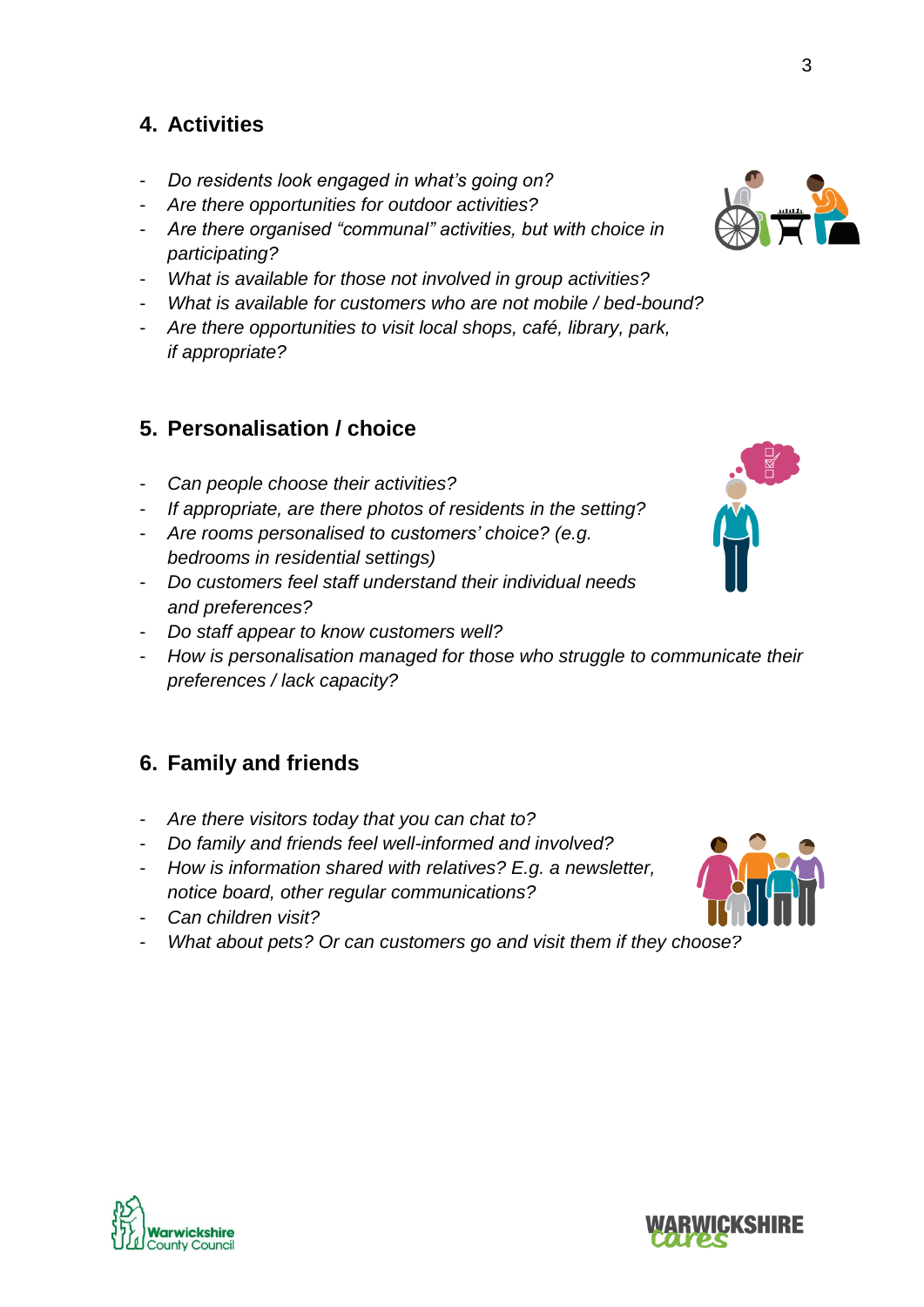## 4. Activities

- *Do residents look engaged in what's going on?*
- *Are there opportunities for outdoor activities?*
- *Are there organised "communal" activities, but with choice in participating?*
- *What is available for those not involved in group activities?*
- *What is available for customers who are not mobile / bed-bound?*
- *Are there opportunities to visit local shops, café, library, park, if appropriate?*

## 5. Personalisation / choice

- *Can people choose their activities?*
- *If appropriate, are there photos of residents in the setting?*
- *Are rooms personalised to customers' choice? (e.g. bedrooms in residential settings)*
- *Do customers feel staff understand their individual needs and preferences?*
- *Do staff appear to know customers well?*
- *How is personalisation managed for those who struggle to communicate their preferences / lack capacity?*

## 6. Family and friends

- *Are there visitors today that you can chat to?*
- *Do family and friends feel well-informed and involved?*
- *How is information shared with relatives? E.g. a newsletter, notice board, other regular communications?*
- *Can children visit?*
- *What about pets? Or can customers go and visit them if they choose?*